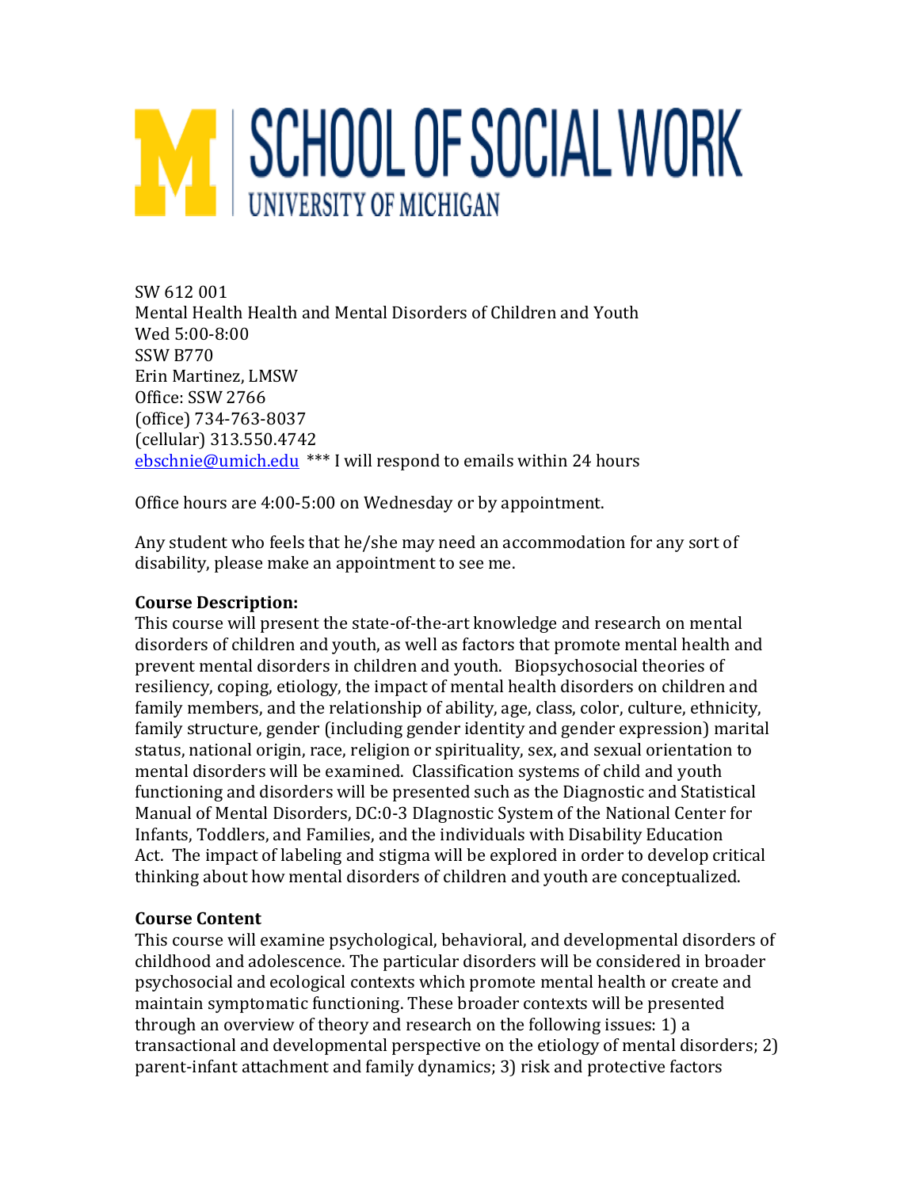# SCHOOL OF SOCIAL WORK
UNIVERSITY OF MICHIGAN

SW 612 001
Mental Health Health and Mental Disorders of Children and Youth
Wed 5:00-8:00
SSW B770
Erin Martinez, LMSW
Office: SSW 2766
(office) 734-763-8037
(cellular) 313.550.4742
ebschnie@umich.edu *** I will respond to emails within 24 hours

Office hours are 4:00-5:00 on Wednesday or by appointment.

Any student who feels that he/she may need an accommodation for any sort of disability, please make an appointment to see me.

**Course Description:**
This course will present the state-of-the-art knowledge and research on mental disorders of children and youth, as well as factors that promote mental health and prevent mental disorders in children and youth. Biopsychosocial theories of resiliency, coping, etiology, the impact of mental health disorders on children and family members, and the relationship of ability, age, class, color, culture, ethnicity, family structure, gender (including gender identity and gender expression) marital status, national origin, race, religion or spirituality, sex, and sexual orientation to mental disorders will be examined. Classification systems of child and youth functioning and disorders will be presented such as the Diagnostic and Statistical Manual of Mental Disorders, DC:0-3 DIagnostic System of the National Center for Infants, Toddlers, and Families, and the individuals with Disability Education Act. The impact of labeling and stigma will be explored in order to develop critical thinking about how mental disorders of children and youth are conceptualized.

**Course Content**
This course will examine psychological, behavioral, and developmental disorders of childhood and adolescence. The particular disorders will be considered in broader psychosocial and ecological contexts which promote mental health or create and maintain symptomatic functioning. These broader contexts will be presented through an overview of theory and research on the following issues: 1) a transactional and developmental perspective on the etiology of mental disorders; 2) parent-infant attachment and family dynamics; 3) risk and protective factors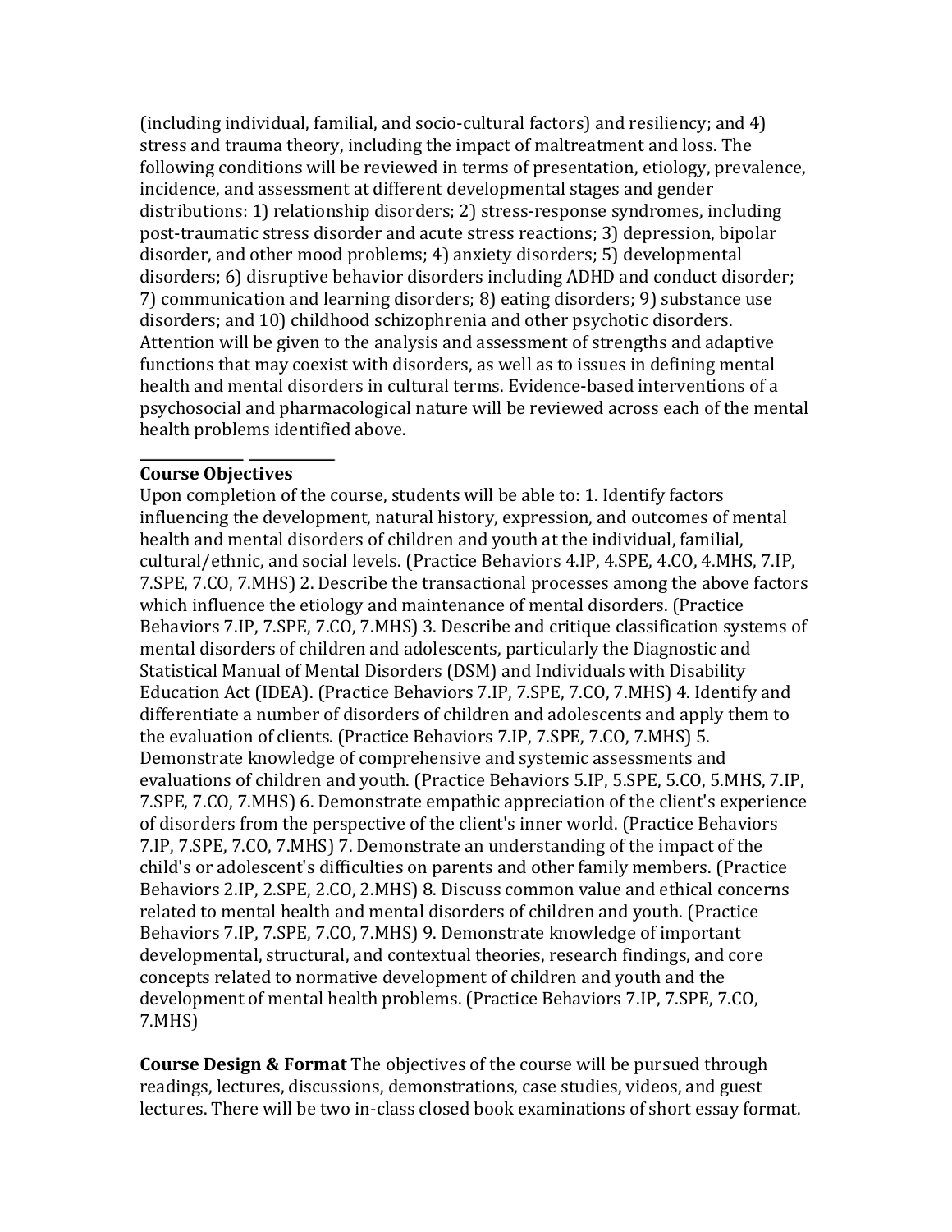(including individual, familial, and socio-cultural factors) and resiliency; and 4) stress and trauma theory, including the impact of maltreatment and loss. The following conditions will be reviewed in terms of presentation, etiology, prevalence, incidence, and assessment at different developmental stages and gender distributions: 1) relationship disorders; 2) stress-response syndromes, including post-traumatic stress disorder and acute stress reactions; 3) depression, bipolar disorder, and other mood problems; 4) anxiety disorders; 5) developmental disorders; 6) disruptive behavior disorders including ADHD and conduct disorder; 7) communication and learning disorders; 8) eating disorders; 9) substance use disorders; and 10) childhood schizophrenia and other psychotic disorders. Attention will be given to the analysis and assessment of strengths and adaptive functions that may coexist with disorders, as well as to issues in defining mental health and mental disorders in cultural terms. Evidence-based interventions of a psychosocial and pharmacological nature will be reviewed across each of the mental health problems identified above.

**Course Objectives**

Upon completion of the course, students will be able to: 1. Identify factors influencing the development, natural history, expression, and outcomes of mental health and mental disorders of children and youth at the individual, familial, cultural/ethnic, and social levels. (Practice Behaviors 4.IP, 4.SPE, 4.CO, 4.MHS, 7.IP, 7.SPE, 7.CO, 7.MHS) 2. Describe the transactional processes among the above factors which influence the etiology and maintenance of mental disorders. (Practice Behaviors 7.IP, 7.SPE, 7.CO, 7.MHS) 3. Describe and critique classification systems of mental disorders of children and adolescents, particularly the Diagnostic and Statistical Manual of Mental Disorders (DSM) and Individuals with Disability Education Act (IDEA). (Practice Behaviors 7.IP, 7.SPE, 7.CO, 7.MHS) 4. Identify and differentiate a number of disorders of children and adolescents and apply them to the evaluation of clients. (Practice Behaviors 7.IP, 7.SPE, 7.CO, 7.MHS) 5. Demonstrate knowledge of comprehensive and systemic assessments and evaluations of children and youth. (Practice Behaviors 5.IP, 5.SPE, 5.CO, 5.MHS, 7.IP, 7.SPE, 7.CO, 7.MHS) 6. Demonstrate empathic appreciation of the client's experience of disorders from the perspective of the client's inner world. (Practice Behaviors 7.IP, 7.SPE, 7.CO, 7.MHS) 7. Demonstrate an understanding of the impact of the child's or adolescent's difficulties on parents and other family members. (Practice Behaviors 2.IP, 2.SPE, 2.CO, 2.MHS) 8. Discuss common value and ethical concerns related to mental health and mental disorders of children and youth. (Practice Behaviors 7.IP, 7.SPE, 7.CO, 7.MHS) 9. Demonstrate knowledge of important developmental, structural, and contextual theories, research findings, and core concepts related to normative development of children and youth and the development of mental health problems. (Practice Behaviors 7.IP, 7.SPE, 7.CO, 7.MHS)

**Course Design & Format** The objectives of the course will be pursued through readings, lectures, discussions, demonstrations, case studies, videos, and guest lectures. There will be two in-class closed book examinations of short essay format.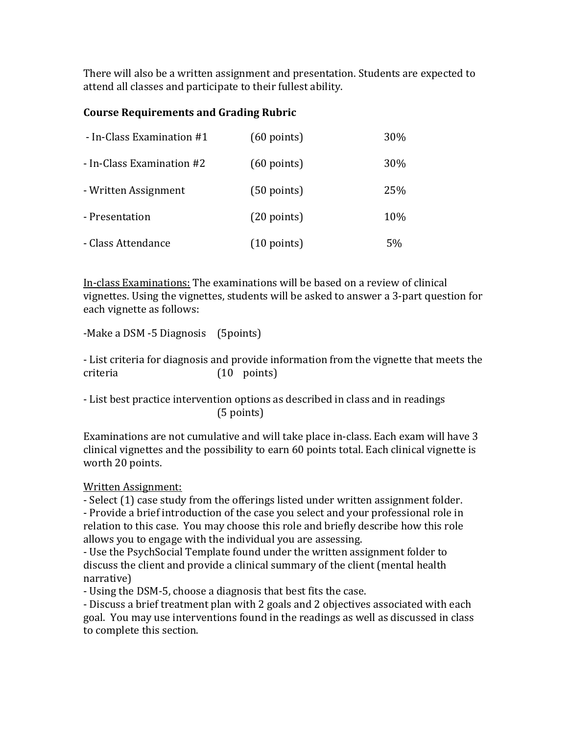There will also be a written assignment and presentation. Students are expected to attend all classes and participate to their fullest ability.

**Course Requirements and Grading Rubric**

| Requirement | Points | Percentage |
| --- | --- | --- |
| - In-Class Examination #1 | (60 points) | 30% |
| - In-Class Examination #2 | (60 points) | 30% |
| - Written Assignment | (50 points) | 25% |
| - Presentation | (20 points) | 10% |
| - Class Attendance | (10 points) | 5% |

<u>In-class Examinations:</u> The examinations will be based on a review of clinical vignettes. Using the vignettes, students will be asked to answer a 3-part question for each vignette as follows:

-Make a DSM -5 Diagnosis (5points)

- List criteria for diagnosis and provide information from the vignette that meets the criteria (10 points)

- List best practice intervention options as described in class and in readings (5 points)

Examinations are not cumulative and will take place in-class. Each exam will have 3 clinical vignettes and the possibility to earn 60 points total. Each clinical vignette is worth 20 points.

<u>Written Assignment:</u>

- Select (1) case study from the offerings listed under written assignment folder.
- Provide a brief introduction of the case you select and your professional role in relation to this case. You may choose this role and briefly describe how this role allows you to engage with the individual you are assessing.
- Use the PsychSocial Template found under the written assignment folder to discuss the client and provide a clinical summary of the client (mental health narrative)
- Using the DSM-5, choose a diagnosis that best fits the case.
- Discuss a brief treatment plan with 2 goals and 2 objectives associated with each goal. You may use interventions found in the readings as well as discussed in class to complete this section.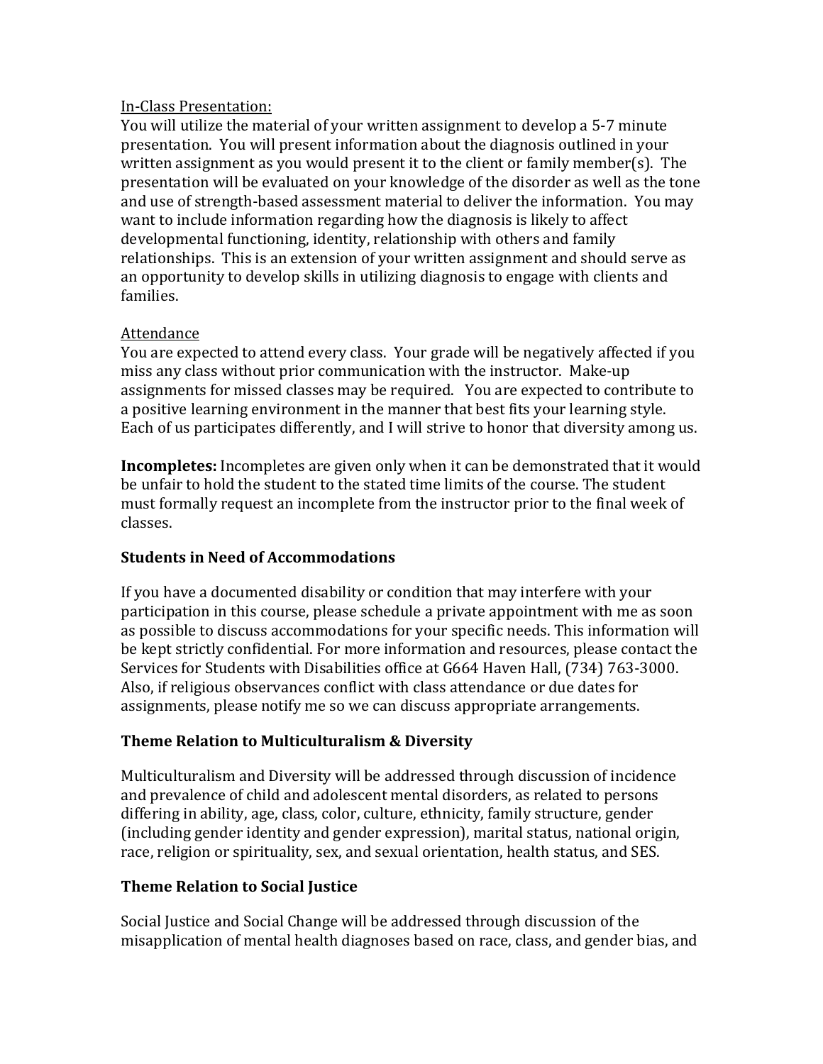In-Class Presentation:

You will utilize the material of your written assignment to develop a 5-7 minute presentation. You will present information about the diagnosis outlined in your written assignment as you would present it to the client or family member(s). The presentation will be evaluated on your knowledge of the disorder as well as the tone and use of strength-based assessment material to deliver the information. You may want to include information regarding how the diagnosis is likely to affect developmental functioning, identity, relationship with others and family relationships. This is an extension of your written assignment and should serve as an opportunity to develop skills in utilizing diagnosis to engage with clients and families.

Attendance

You are expected to attend every class. Your grade will be negatively affected if you miss any class without prior communication with the instructor. Make-up assignments for missed classes may be required. You are expected to contribute to a positive learning environment in the manner that best fits your learning style. Each of us participates differently, and I will strive to honor that diversity among us.

**Incompletes:** Incompletes are given only when it can be demonstrated that it would be unfair to hold the student to the stated time limits of the course. The student must formally request an incomplete from the instructor prior to the final week of classes.

**Students in Need of Accommodations**

If you have a documented disability or condition that may interfere with your participation in this course, please schedule a private appointment with me as soon as possible to discuss accommodations for your specific needs. This information will be kept strictly confidential. For more information and resources, please contact the Services for Students with Disabilities office at G664 Haven Hall, (734) 763-3000. Also, if religious observances conflict with class attendance or due dates for assignments, please notify me so we can discuss appropriate arrangements.

**Theme Relation to Multiculturalism & Diversity**

Multiculturalism and Diversity will be addressed through discussion of incidence and prevalence of child and adolescent mental disorders, as related to persons differing in ability, age, class, color, culture, ethnicity, family structure, gender (including gender identity and gender expression), marital status, national origin, race, religion or spirituality, sex, and sexual orientation, health status, and SES.

**Theme Relation to Social Justice**

Social Justice and Social Change will be addressed through discussion of the misapplication of mental health diagnoses based on race, class, and gender bias, and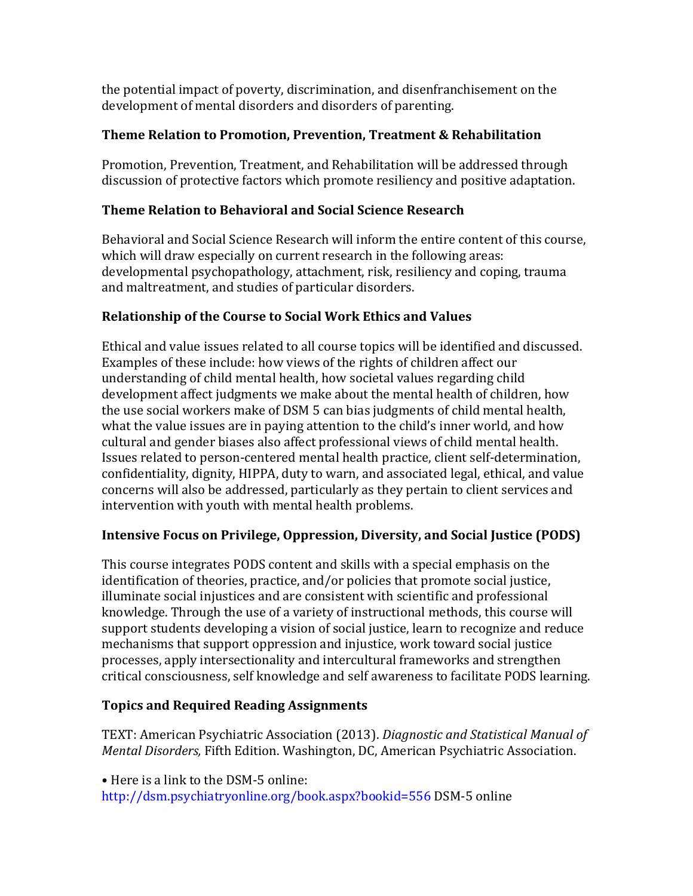the potential impact of poverty, discrimination, and disenfranchisement on the development of mental disorders and disorders of parenting.

## Theme Relation to Promotion, Prevention, Treatment & Rehabilitation

Promotion, Prevention, Treatment, and Rehabilitation will be addressed through discussion of protective factors which promote resiliency and positive adaptation.

## Theme Relation to Behavioral and Social Science Research

Behavioral and Social Science Research will inform the entire content of this course, which will draw especially on current research in the following areas: developmental psychopathology, attachment, risk, resiliency and coping, trauma and maltreatment, and studies of particular disorders.

## Relationship of the Course to Social Work Ethics and Values

Ethical and value issues related to all course topics will be identified and discussed. Examples of these include: how views of the rights of children affect our understanding of child mental health, how societal values regarding child development affect judgments we make about the mental health of children, how the use social workers make of DSM 5 can bias judgments of child mental health, what the value issues are in paying attention to the child's inner world, and how cultural and gender biases also affect professional views of child mental health. Issues related to person-centered mental health practice, client self-determination, confidentiality, dignity, HIPPA, duty to warn, and associated legal, ethical, and value concerns will also be addressed, particularly as they pertain to client services and intervention with youth with mental health problems.

## Intensive Focus on Privilege, Oppression, Diversity, and Social Justice (PODS)

This course integrates PODS content and skills with a special emphasis on the identification of theories, practice, and/or policies that promote social justice, illuminate social injustices and are consistent with scientific and professional knowledge. Through the use of a variety of instructional methods, this course will support students developing a vision of social justice, learn to recognize and reduce mechanisms that support oppression and injustice, work toward social justice processes, apply intersectionality and intercultural frameworks and strengthen critical consciousness, self knowledge and self awareness to facilitate PODS learning.

## Topics and Required Reading Assignments

TEXT: American Psychiatric Association (2013). *Diagnostic and Statistical Manual of Mental Disorders,* Fifth Edition. Washington, DC, American Psychiatric Association.

• Here is a link to the DSM-5 online: http://dsm.psychiatryonline.org/book.aspx?bookid=556 DSM-5 online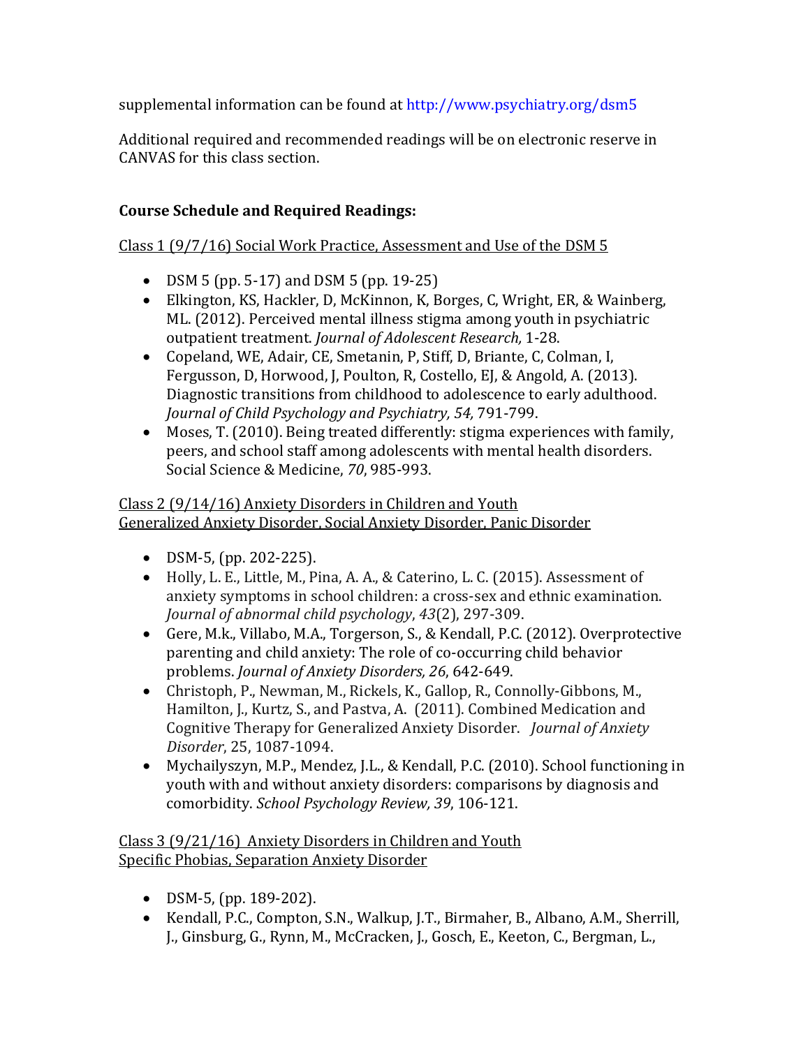supplemental information can be found at http://www.psychiatry.org/dsm5

Additional required and recommended readings will be on electronic reserve in CANVAS for this class section.

**Course Schedule and Required Readings:**

Class 1 (9/7/16) Social Work Practice, Assessment and Use of the DSM 5

- DSM 5 (pp. 5-17) and DSM 5 (pp. 19-25)
- Elkington, KS, Hackler, D, McKinnon, K, Borges, C, Wright, ER, & Wainberg, ML. (2012). Perceived mental illness stigma among youth in psychiatric outpatient treatment. *Journal of Adolescent Research,* 1-28.
- Copeland, WE, Adair, CE, Smetanin, P, Stiff, D, Briante, C, Colman, I, Fergusson, D, Horwood, J, Poulton, R, Costello, EJ, & Angold, A. (2013). Diagnostic transitions from childhood to adolescence to early adulthood. *Journal of Child Psychology and Psychiatry, 54,* 791-799.
- Moses, T. (2010). Being treated differently: stigma experiences with family, peers, and school staff among adolescents with mental health disorders. Social Science & Medicine, *70*, 985-993.

Class 2 (9/14/16) Anxiety Disorders in Children and Youth
Generalized Anxiety Disorder, Social Anxiety Disorder, Panic Disorder

- DSM-5, (pp. 202-225).
- Holly, L. E., Little, M., Pina, A. A., & Caterino, L. C. (2015). Assessment of anxiety symptoms in school children: a cross-sex and ethnic examination. *Journal of abnormal child psychology*, *43*(2), 297-309.
- Gere, M.k., Villabo, M.A., Torgerson, S., & Kendall, P.C. (2012). Overprotective parenting and child anxiety: The role of co-occurring child behavior problems. *Journal of Anxiety Disorders, 26*, 642-649.
- Christoph, P., Newman, M., Rickels, K., Gallop, R., Connolly-Gibbons, M., Hamilton, J., Kurtz, S., and Pastva, A. (2011). Combined Medication and Cognitive Therapy for Generalized Anxiety Disorder. *Journal of Anxiety Disorder*, 25, 1087-1094.
- Mychailyszyn, M.P., Mendez, J.L., & Kendall, P.C. (2010). School functioning in youth with and without anxiety disorders: comparisons by diagnosis and comorbidity. *School Psychology Review, 39*, 106-121.

Class 3 (9/21/16) Anxiety Disorders in Children and Youth
Specific Phobias, Separation Anxiety Disorder

- DSM-5, (pp. 189-202).
- Kendall, P.C., Compton, S.N., Walkup, J.T., Birmaher, B., Albano, A.M., Sherrill, J., Ginsburg, G., Rynn, M., McCracken, J., Gosch, E., Keeton, C., Bergman, L.,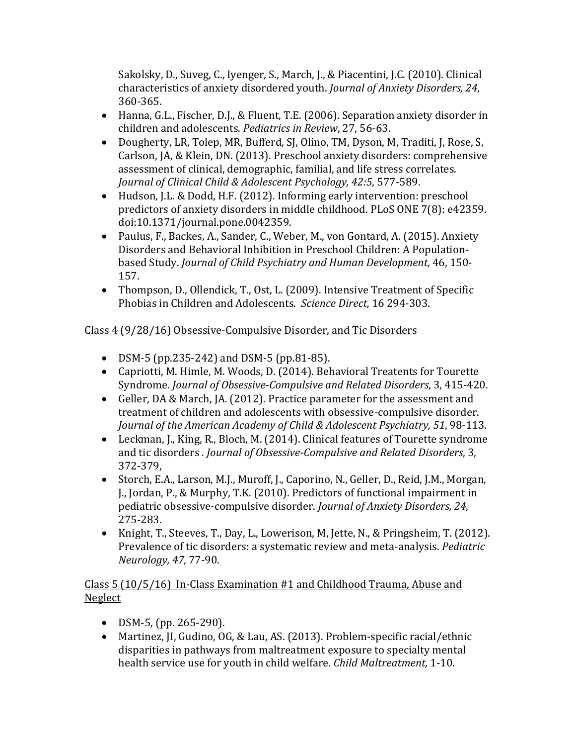Sakolsky, D., Suveg, C., Iyenger, S., March, J., & Piacentini, J.C. (2010). Clinical characteristics of anxiety disordered youth. *Journal of Anxiety Disorders, 24*, 360-365.

- Hanna, G.L., Fischer, D.J., & Fluent, T.E. (2006). Separation anxiety disorder in children and adolescents*. Pediatrics in Review*, 27, 56-63.
- Dougherty, LR, Tolep, MR, Bufferd, SJ, Olino, TM, Dyson, M, Traditi, J, Rose, S, Carlson, JA, & Klein, DN. (2013). Preschool anxiety disorders: comprehensive assessment of clinical, demographic, familial, and life stress correlates. *Journal of Clinical Child & Adolescent Psychology, 42:5*, 577-589.
- Hudson, J.L. & Dodd, H.F. (2012). Informing early intervention: preschool predictors of anxiety disorders in middle childhood. PLoS ONE 7(8): e42359. doi:10.1371/journal.pone.0042359.
- Paulus, F., Backes, A., Sander, C., Weber, M., von Gontard, A. (2015). Anxiety Disorders and Behavioral Inhibition in Preschool Children: A Population-based Study. *Journal of Child Psychiatry and Human Development*, 46, 150-157.
- Thompson, D., Ollendick, T., Ost, L. (2009). Intensive Treatment of Specific Phobias in Children and Adolescents. *Science Direct,* 16 294-303.

Class 4 (9/28/16) Obsessive-Compulsive Disorder, and Tic Disorders

- DSM-5 (pp.235-242) and DSM-5 (pp.81-85).
- Capriotti, M. Himle, M. Woods, D. (2014). Behavioral Treatents for Tourette Syndrome. *Journal of Obsessive-Compulsive and Related Disorders*, 3, 415-420.
- Geller, DA & March, JA. (2012). Practice parameter for the assessment and treatment of children and adolescents with obsessive-compulsive disorder. *Journal of the American Academy of Child & Adolescent Psychiatry, 51*, 98-113.
- Leckman, J., King, R., Bloch, M. (2014). Clinical features of Tourette syndrome and tic disorders *. Journal of Obsessive-Compulsive and Related Disorders*, 3, 372-379,
- Storch, E.A., Larson, M.J., Muroff, J., Caporino, N., Geller, D., Reid, J.M., Morgan, J., Jordan, P., & Murphy, T.K. (2010). Predictors of functional impairment in pediatric obsessive-compulsive disorder. *Journal of Anxiety Disorders, 24*, 275-283.
- Knight, T., Steeves, T., Day, L., Lowerison, M, Jette, N., & Pringsheim, T. (2012). Prevalence of tic disorders: a systematic review and meta-analysis. *Pediatric Neurology, 47*, 77-90.

Class 5 (10/5/16) In-Class Examination #1 and Childhood Trauma, Abuse and Neglect

- DSM-5, (pp. 265-290).
- Martinez, JI, Gudino, OG, & Lau, AS. (2013). Problem-specific racial/ethnic disparities in pathways from maltreatment exposure to specialty mental health service use for youth in child welfare. *Child Maltreatment,* 1-10.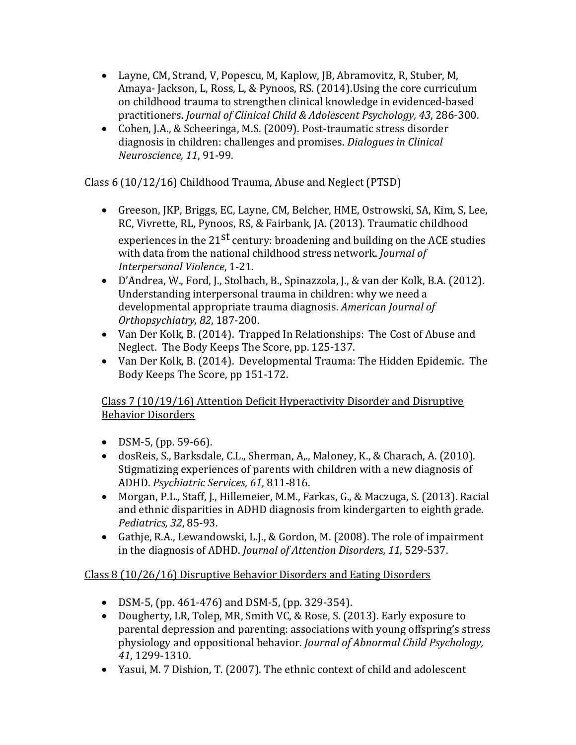- Layne, CM, Strand, V, Popescu, M, Kaplow, JB, Abramovitz, R, Stuber, M, Amaya- Jackson, L, Ross, L, & Pynoos, RS. (2014).Using the core curriculum on childhood trauma to strengthen clinical knowledge in evidenced-based practitioners. *Journal of Clinical Child & Adolescent Psychology, 43*, 286-300.
- Cohen, J.A., & Scheeringa, M.S. (2009). Post-traumatic stress disorder diagnosis in children: challenges and promises. *Dialogues in Clinical Neuroscience, 11*, 91-99.

Class 6 (10/12/16) Childhood Trauma, Abuse and Neglect (PTSD)

- Greeson, JKP, Briggs, EC, Layne, CM, Belcher, HME, Ostrowski, SA, Kim, S, Lee, RC, Vivrette, RL, Pynoos, RS, & Fairbank, JA. (2013). Traumatic childhood experiences in the 21st century: broadening and building on the ACE studies with data from the national childhood stress network. *Journal of Interpersonal Violence*, 1-21.
- D'Andrea, W., Ford, J., Stolbach, B., Spinazzola, J., & van der Kolk, B.A. (2012). Understanding interpersonal trauma in children: why we need a developmental appropriate trauma diagnosis. *American Journal of Orthopsychiatry, 82*, 187-200.
- Van Der Kolk, B. (2014). Trapped In Relationships: The Cost of Abuse and Neglect. The Body Keeps The Score, pp. 125-137.
- Van Der Kolk, B. (2014). Developmental Trauma: The Hidden Epidemic. The Body Keeps The Score, pp 151-172.

Class 7 (10/19/16) Attention Deficit Hyperactivity Disorder and Disruptive Behavior Disorders

- DSM-5, (pp. 59-66).
- dosReis, S., Barksdale, C.L., Sherman, A,., Maloney, K., & Charach, A. (2010). Stigmatizing experiences of parents with children with a new diagnosis of ADHD. *Psychiatric Services, 61*, 811-816.
- Morgan, P.L., Staff, J., Hillemeier, M.M., Farkas, G., & Maczuga, S. (2013). Racial and ethnic disparities in ADHD diagnosis from kindergarten to eighth grade. *Pediatrics, 32*, 85-93.
- Gathje, R.A., Lewandowski, L.J., & Gordon, M. (2008). The role of impairment in the diagnosis of ADHD. *Journal of Attention Disorders, 11*, 529-537.

Class 8 (10/26/16) Disruptive Behavior Disorders and Eating Disorders

- DSM-5, (pp. 461-476) and DSM-5, (pp. 329-354).
- Dougherty, LR, Tolep, MR, Smith VC, & Rose, S. (2013). Early exposure to parental depression and parenting: associations with young offspring's stress physiology and oppositional behavior. *Journal of Abnormal Child Psychology, 41*, 1299-1310.
- Yasui, M. 7 Dishion, T. (2007). The ethnic context of child and adolescent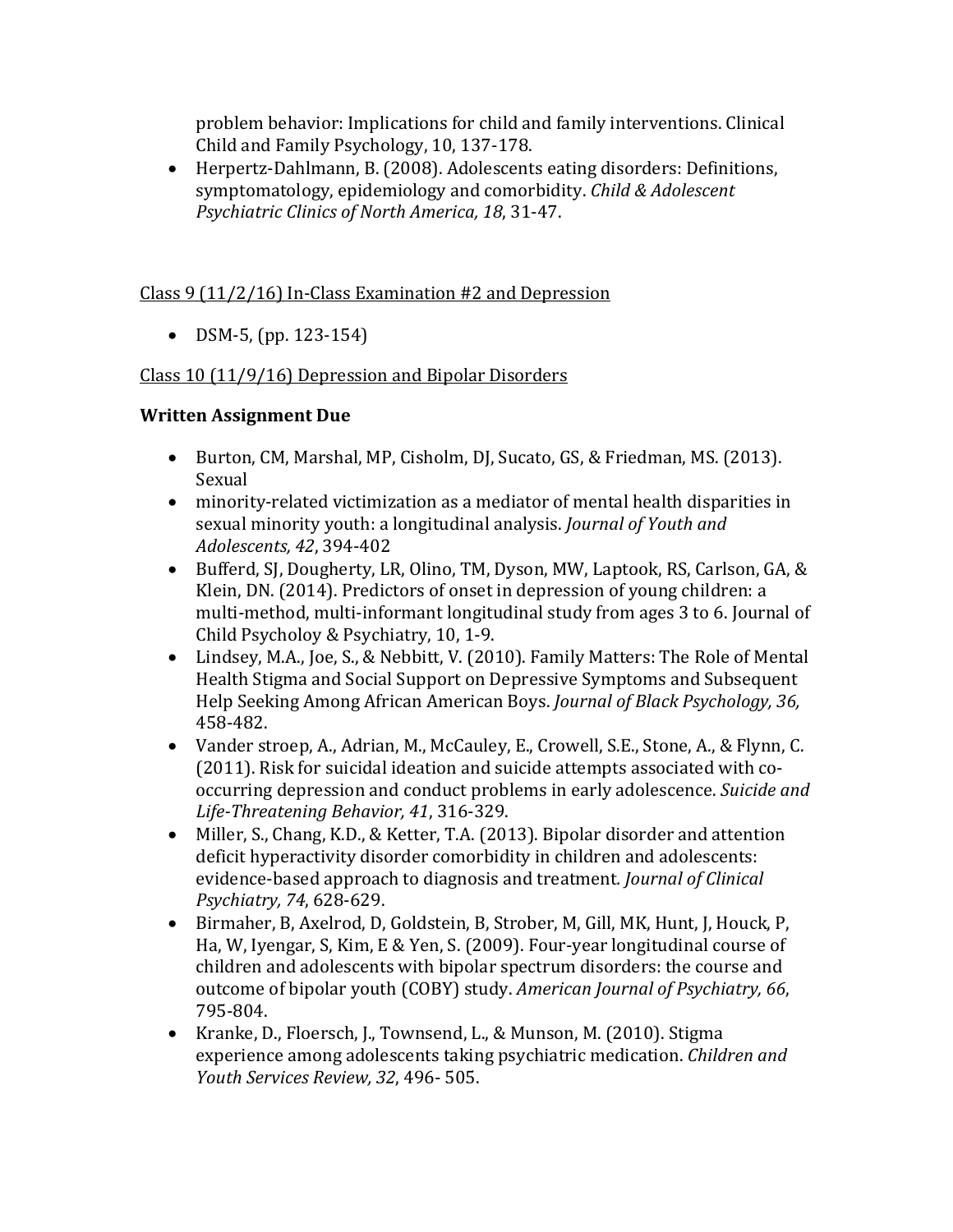problem behavior: Implications for child and family interventions. Clinical Child and Family Psychology, 10, 137-178.

- Herpertz-Dahlmann, B. (2008). Adolescents eating disorders: Definitions, symptomatology, epidemiology and comorbidity. *Child & Adolescent Psychiatric Clinics of North America, 18*, 31-47.

Class 9 (11/2/16) In-Class Examination #2 and Depression

- DSM-5, (pp. 123-154)

Class 10 (11/9/16) Depression and Bipolar Disorders

**Written Assignment Due**

- Burton, CM, Marshal, MP, Cisholm, DJ, Sucato, GS, & Friedman, MS. (2013). Sexual
- minority-related victimization as a mediator of mental health disparities in sexual minority youth: a longitudinal analysis. *Journal of Youth and Adolescents, 42*, 394-402
- Bufferd, SJ, Dougherty, LR, Olino, TM, Dyson, MW, Laptook, RS, Carlson, GA, & Klein, DN. (2014). Predictors of onset in depression of young children: a multi-method, multi-informant longitudinal study from ages 3 to 6. Journal of Child Psycholoy & Psychiatry, 10, 1-9.
- Lindsey, M.A., Joe, S., & Nebbitt, V. (2010). Family Matters: The Role of Mental Health Stigma and Social Support on Depressive Symptoms and Subsequent Help Seeking Among African American Boys. *Journal of Black Psychology, 36,* 458-482.
- Vander stroep, A., Adrian, M., McCauley, E., Crowell, S.E., Stone, A., & Flynn, C. (2011). Risk for suicidal ideation and suicide attempts associated with co-occurring depression and conduct problems in early adolescence. *Suicide and Life-Threatening Behavior, 41*, 316-329.
- Miller, S., Chang, K.D., & Ketter, T.A. (2013). Bipolar disorder and attention deficit hyperactivity disorder comorbidity in children and adolescents: evidence-based approach to diagnosis and treatment. *Journal of Clinical Psychiatry, 74*, 628-629.
- Birmaher, B, Axelrod, D, Goldstein, B, Strober, M, Gill, MK, Hunt, J, Houck, P, Ha, W, Iyengar, S, Kim, E & Yen, S. (2009). Four-year longitudinal course of children and adolescents with bipolar spectrum disorders: the course and outcome of bipolar youth (COBY) study. *American Journal of Psychiatry, 66*, 795-804.
- Kranke, D., Floersch, J., Townsend, L., & Munson, M. (2010). Stigma experience among adolescents taking psychiatric medication. *Children and Youth Services Review, 32*, 496- 505.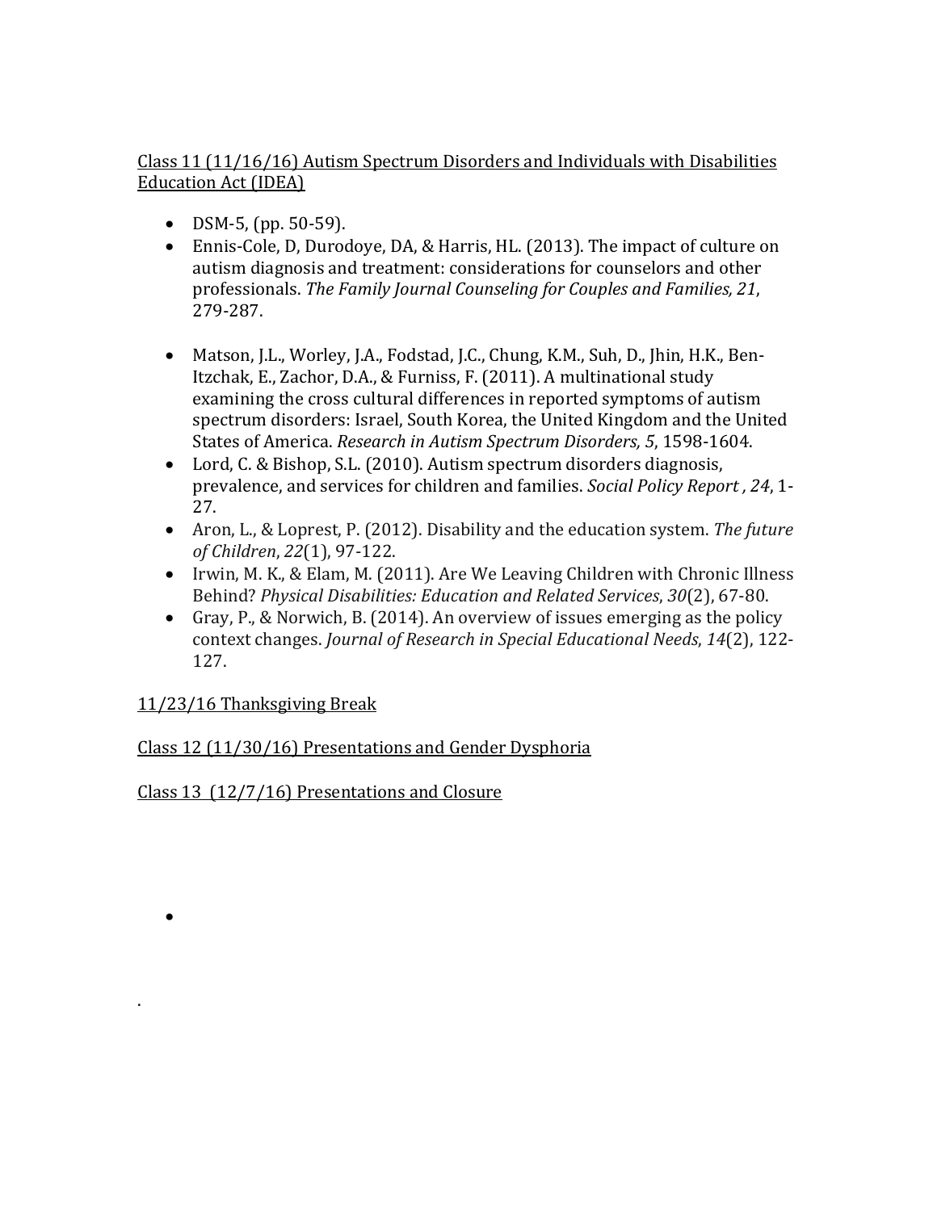Class 11 (11/16/16) Autism Spectrum Disorders and Individuals with Disabilities Education Act (IDEA)

- DSM-5, (pp. 50-59).
- Ennis-Cole, D, Durodoye, DA, & Harris, HL. (2013). The impact of culture on autism diagnosis and treatment: considerations for counselors and other professionals. *The Family Journal Counseling for Couples and Families, 21*, 279-287.
- Matson, J.L., Worley, J.A., Fodstad, J.C., Chung, K.M., Suh, D., Jhin, H.K., Ben-Itzchak, E., Zachor, D.A., & Furniss, F. (2011). A multinational study examining the cross cultural differences in reported symptoms of autism spectrum disorders: Israel, South Korea, the United Kingdom and the United States of America. *Research in Autism Spectrum Disorders, 5*, 1598-1604.
- Lord, C. & Bishop, S.L. (2010). Autism spectrum disorders diagnosis, prevalence, and services for children and families. *Social Policy Report , 24*, 1-27.
- Aron, L., & Loprest, P. (2012). Disability and the education system. *The future of Children*, *22*(1), 97-122.
- Irwin, M. K., & Elam, M. (2011). Are We Leaving Children with Chronic Illness Behind? *Physical Disabilities: Education and Related Services*, *30*(2), 67-80.
- Gray, P., & Norwich, B. (2014). An overview of issues emerging as the policy context changes. *Journal of Research in Special Educational Needs*, *14*(2), 122-127.

11/23/16 Thanksgiving Break

Class 12 (11/30/16) Presentations and Gender Dysphoria

Class 13 (12/7/16) Presentations and Closure